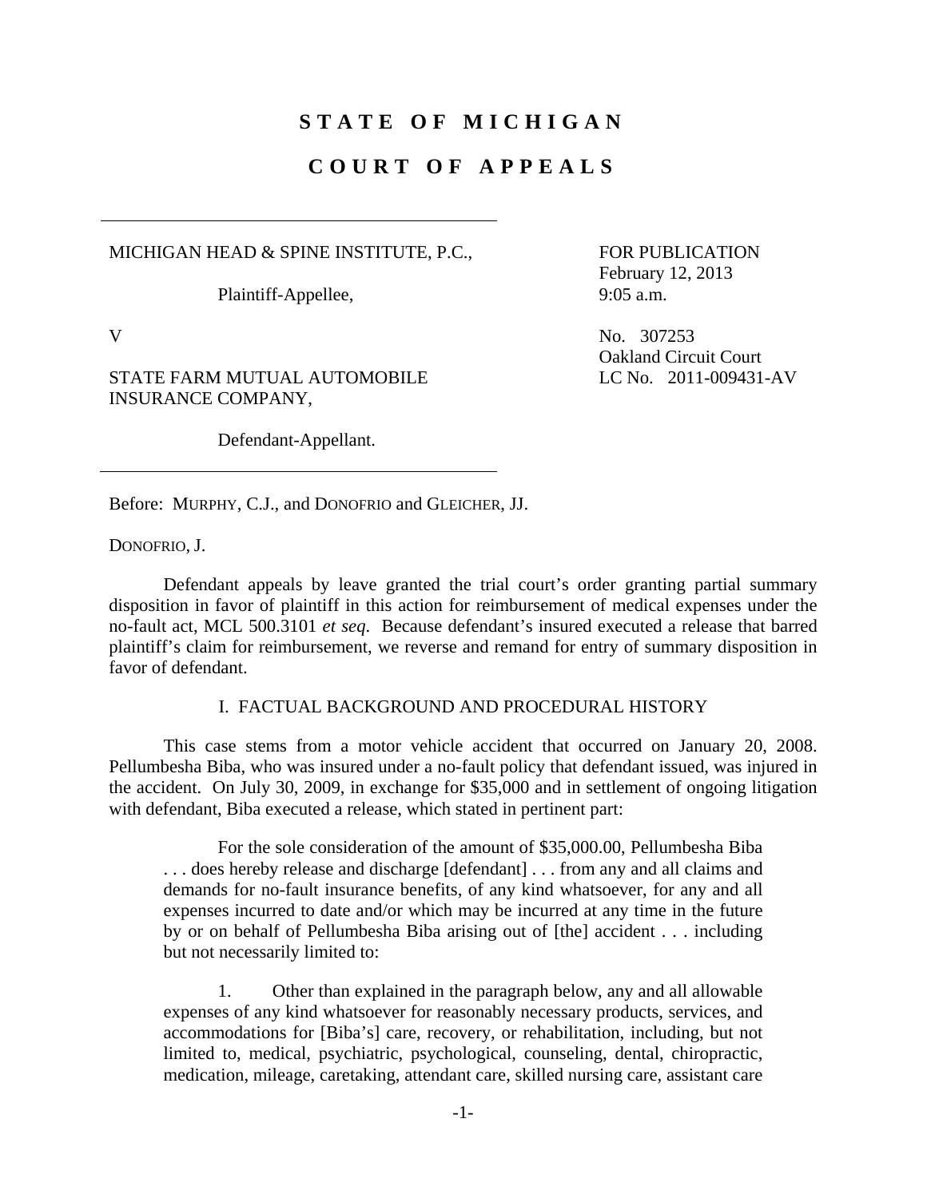# STATE OF MICHIGAN

# COURT OF APPEALS

MICHIGAN HEAD & SPINE INSTITUTE, P.C.,

Plaintiff-Appellee,

V

STATE FARM MUTUAL AUTOMOBILE INSURANCE COMPANY,

Defendant-Appellant.

FOR PUBLICATION
February 12, 2013
9:05 a.m.

No. 307253
Oakland Circuit Court
LC No. 2011-009431-AV

Before: MURPHY, C.J., and DONOFRIO and GLEICHER, JJ.

DONOFRIO, J.

Defendant appeals by leave granted the trial court's order granting partial summary disposition in favor of plaintiff in this action for reimbursement of medical expenses under the no-fault act, MCL 500.3101 *et seq*. Because defendant's insured executed a release that barred plaintiff's claim for reimbursement, we reverse and remand for entry of summary disposition in favor of defendant.

## I. FACTUAL BACKGROUND AND PROCEDURAL HISTORY

This case stems from a motor vehicle accident that occurred on January 20, 2008. Pellumbesha Biba, who was insured under a no-fault policy that defendant issued, was injured in the accident. On July 30, 2009, in exchange for $35,000 and in settlement of ongoing litigation with defendant, Biba executed a release, which stated in pertinent part:

> For the sole consideration of the amount of $35,000.00, Pellumbesha Biba . . . does hereby release and discharge [defendant] . . . from any and all claims and demands for no-fault insurance benefits, of any kind whatsoever, for any and all expenses incurred to date and/or which may be incurred at any time in the future by or on behalf of Pellumbesha Biba arising out of [the] accident . . . including but not necessarily limited to:
>
> 1. Other than explained in the paragraph below, any and all allowable expenses of any kind whatsoever for reasonably necessary products, services, and accommodations for [Biba's] care, recovery, or rehabilitation, including, but not limited to, medical, psychiatric, psychological, counseling, dental, chiropractic, medication, mileage, caretaking, attendant care, skilled nursing care, assistant care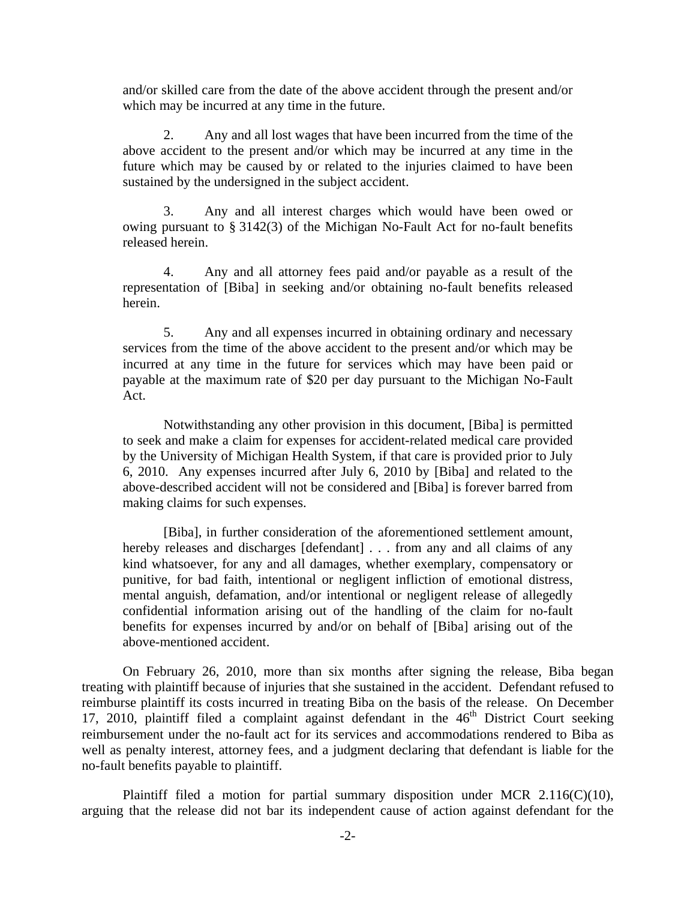and/or skilled care from the date of the above accident through the present and/or which may be incurred at any time in the future.

> 2. Any and all lost wages that have been incurred from the time of the above accident to the present and/or which may be incurred at any time in the future which may be caused by or related to the injuries claimed to have been sustained by the undersigned in the subject accident.
>
> 3. Any and all interest charges which would have been owed or owing pursuant to § 3142(3) of the Michigan No-Fault Act for no-fault benefits released herein.
>
> 4. Any and all attorney fees paid and/or payable as a result of the representation of [Biba] in seeking and/or obtaining no-fault benefits released herein.
>
> 5. Any and all expenses incurred in obtaining ordinary and necessary services from the time of the above accident to the present and/or which may be incurred at any time in the future for services which may have been paid or payable at the maximum rate of $20 per day pursuant to the Michigan No-Fault Act.
>
> Notwithstanding any other provision in this document, [Biba] is permitted to seek and make a claim for expenses for accident-related medical care provided by the University of Michigan Health System, if that care is provided prior to July 6, 2010. Any expenses incurred after July 6, 2010 by [Biba] and related to the above-described accident will not be considered and [Biba] is forever barred from making claims for such expenses.
>
> [Biba], in further consideration of the aforementioned settlement amount, hereby releases and discharges [defendant] . . . from any and all claims of any kind whatsoever, for any and all damages, whether exemplary, compensatory or punitive, for bad faith, intentional or negligent infliction of emotional distress, mental anguish, defamation, and/or intentional or negligent release of allegedly confidential information arising out of the handling of the claim for no-fault benefits for expenses incurred by and/or on behalf of [Biba] arising out of the above-mentioned accident.

On February 26, 2010, more than six months after signing the release, Biba began treating with plaintiff because of injuries that she sustained in the accident. Defendant refused to reimburse plaintiff its costs incurred in treating Biba on the basis of the release. On December 17, 2010, plaintiff filed a complaint against defendant in the 46th District Court seeking reimbursement under the no-fault act for its services and accommodations rendered to Biba as well as penalty interest, attorney fees, and a judgment declaring that defendant is liable for the no-fault benefits payable to plaintiff.

Plaintiff filed a motion for partial summary disposition under MCR 2.116(C)(10), arguing that the release did not bar its independent cause of action against defendant for the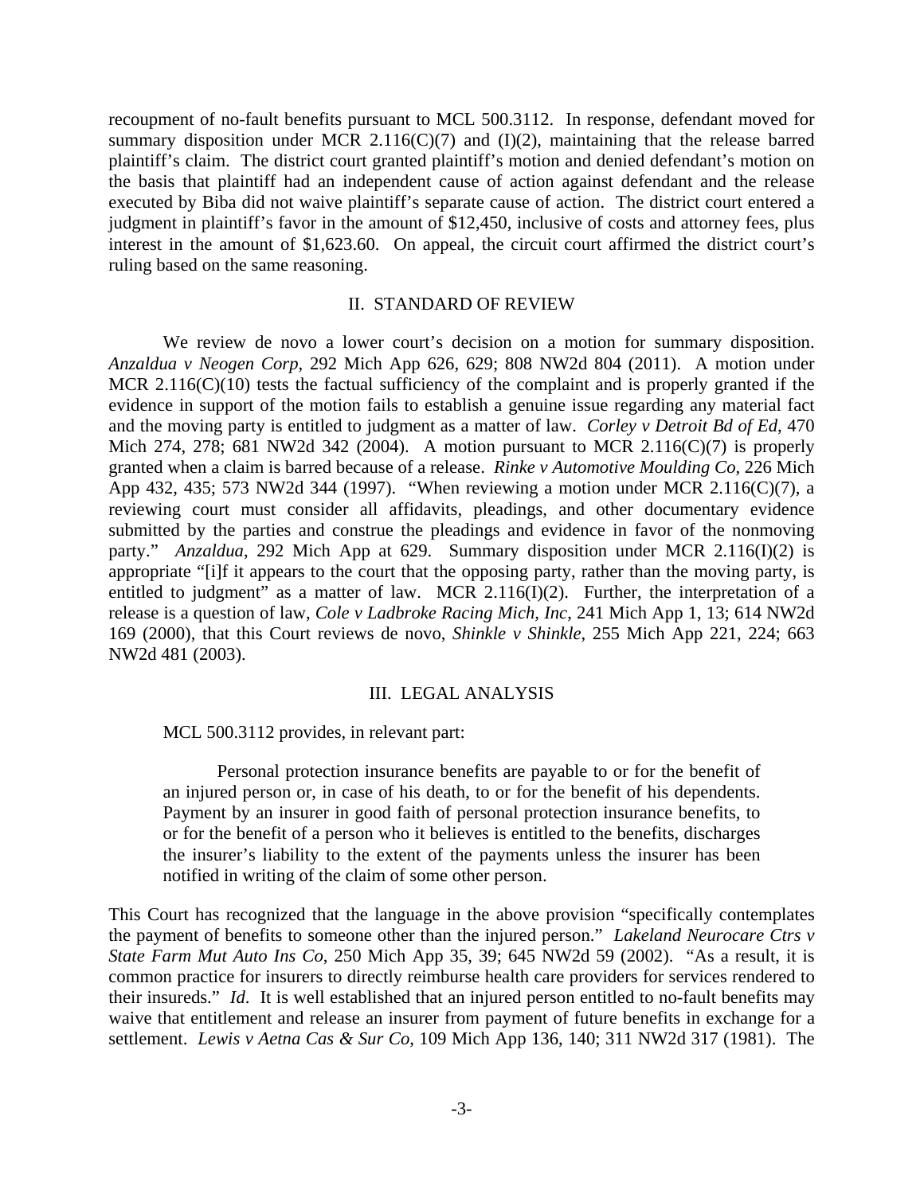recoupment of no-fault benefits pursuant to MCL 500.3112. In response, defendant moved for summary disposition under MCR 2.116(C)(7) and (I)(2), maintaining that the release barred plaintiff's claim. The district court granted plaintiff's motion and denied defendant's motion on the basis that plaintiff had an independent cause of action against defendant and the release executed by Biba did not waive plaintiff's separate cause of action. The district court entered a judgment in plaintiff's favor in the amount of $12,450, inclusive of costs and attorney fees, plus interest in the amount of $1,623.60. On appeal, the circuit court affirmed the district court's ruling based on the same reasoning.

## II. STANDARD OF REVIEW

We review de novo a lower court's decision on a motion for summary disposition. *Anzaldua v Neogen Corp*, 292 Mich App 626, 629; 808 NW2d 804 (2011). A motion under MCR 2.116(C)(10) tests the factual sufficiency of the complaint and is properly granted if the evidence in support of the motion fails to establish a genuine issue regarding any material fact and the moving party is entitled to judgment as a matter of law. *Corley v Detroit Bd of Ed*, 470 Mich 274, 278; 681 NW2d 342 (2004). A motion pursuant to MCR 2.116(C)(7) is properly granted when a claim is barred because of a release. *Rinke v Automotive Moulding Co*, 226 Mich App 432, 435; 573 NW2d 344 (1997). "When reviewing a motion under MCR 2.116(C)(7), a reviewing court must consider all affidavits, pleadings, and other documentary evidence submitted by the parties and construe the pleadings and evidence in favor of the nonmoving party." *Anzaldua*, 292 Mich App at 629. Summary disposition under MCR 2.116(I)(2) is appropriate "[i]f it appears to the court that the opposing party, rather than the moving party, is entitled to judgment" as a matter of law. MCR 2.116(I)(2). Further, the interpretation of a release is a question of law, *Cole v Ladbroke Racing Mich, Inc*, 241 Mich App 1, 13; 614 NW2d 169 (2000), that this Court reviews de novo, *Shinkle v Shinkle*, 255 Mich App 221, 224; 663 NW2d 481 (2003).

## III. LEGAL ANALYSIS

MCL 500.3112 provides, in relevant part:

> Personal protection insurance benefits are payable to or for the benefit of an injured person or, in case of his death, to or for the benefit of his dependents. Payment by an insurer in good faith of personal protection insurance benefits, to or for the benefit of a person who it believes is entitled to the benefits, discharges the insurer's liability to the extent of the payments unless the insurer has been notified in writing of the claim of some other person.

This Court has recognized that the language in the above provision "specifically contemplates the payment of benefits to someone other than the injured person." *Lakeland Neurocare Ctrs v State Farm Mut Auto Ins Co*, 250 Mich App 35, 39; 645 NW2d 59 (2002). "As a result, it is common practice for insurers to directly reimburse health care providers for services rendered to their insureds." *Id*. It is well established that an injured person entitled to no-fault benefits may waive that entitlement and release an insurer from payment of future benefits in exchange for a settlement. *Lewis v Aetna Cas & Sur Co*, 109 Mich App 136, 140; 311 NW2d 317 (1981). The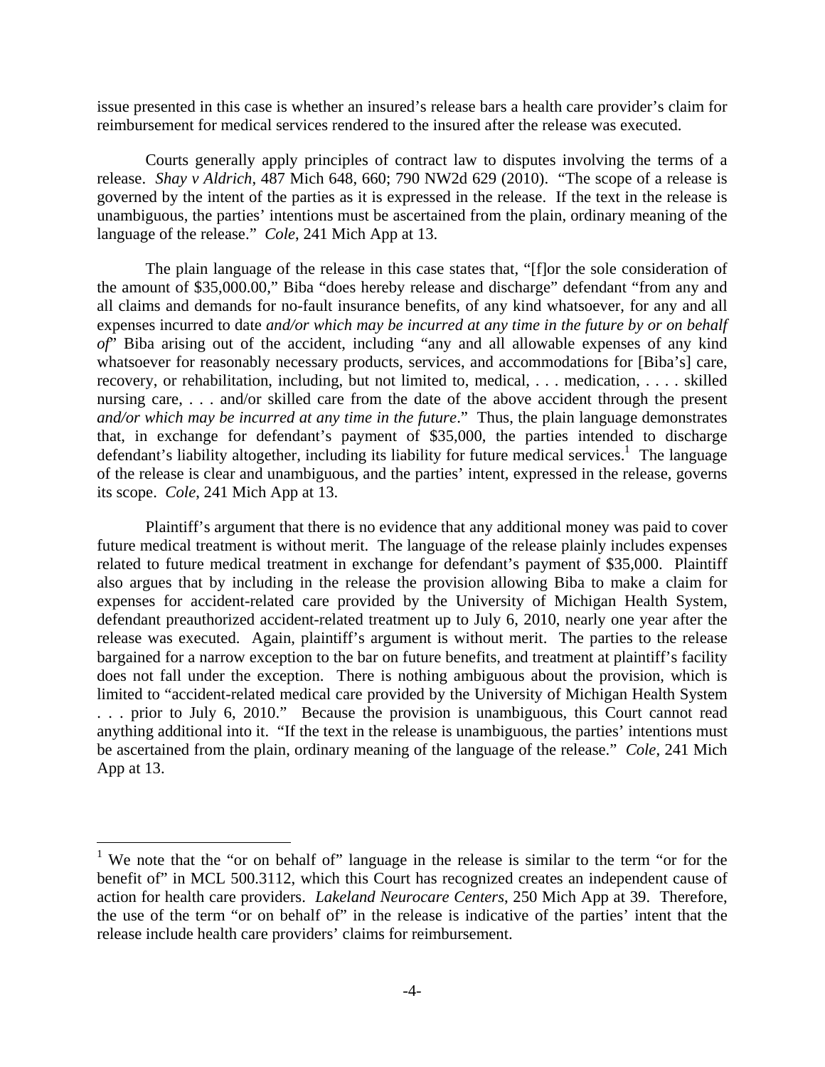issue presented in this case is whether an insured's release bars a health care provider's claim for reimbursement for medical services rendered to the insured after the release was executed.

Courts generally apply principles of contract law to disputes involving the terms of a release. *Shay v Aldrich*, 487 Mich 648, 660; 790 NW2d 629 (2010). "The scope of a release is governed by the intent of the parties as it is expressed in the release. If the text in the release is unambiguous, the parties' intentions must be ascertained from the plain, ordinary meaning of the language of the release." *Cole*, 241 Mich App at 13.

The plain language of the release in this case states that, "[f]or the sole consideration of the amount of $35,000.00," Biba "does hereby release and discharge" defendant "from any and all claims and demands for no-fault insurance benefits, of any kind whatsoever, for any and all expenses incurred to date *and/or which may be incurred at any time in the future by or on behalf of*" Biba arising out of the accident, including "any and all allowable expenses of any kind whatsoever for reasonably necessary products, services, and accommodations for [Biba's] care, recovery, or rehabilitation, including, but not limited to, medical, . . . medication, . . . . skilled nursing care, . . . and/or skilled care from the date of the above accident through the present *and/or which may be incurred at any time in the future*." Thus, the plain language demonstrates that, in exchange for defendant's payment of $35,000, the parties intended to discharge defendant's liability altogether, including its liability for future medical services.[1] The language of the release is clear and unambiguous, and the parties' intent, expressed in the release, governs its scope. *Cole*, 241 Mich App at 13.

Plaintiff's argument that there is no evidence that any additional money was paid to cover future medical treatment is without merit. The language of the release plainly includes expenses related to future medical treatment in exchange for defendant's payment of $35,000. Plaintiff also argues that by including in the release the provision allowing Biba to make a claim for expenses for accident-related care provided by the University of Michigan Health System, defendant preauthorized accident-related treatment up to July 6, 2010, nearly one year after the release was executed. Again, plaintiff's argument is without merit. The parties to the release bargained for a narrow exception to the bar on future benefits, and treatment at plaintiff's facility does not fall under the exception. There is nothing ambiguous about the provision, which is limited to "accident-related medical care provided by the University of Michigan Health System . . . prior to July 6, 2010." Because the provision is unambiguous, this Court cannot read anything additional into it. "If the text in the release is unambiguous, the parties' intentions must be ascertained from the plain, ordinary meaning of the language of the release." *Cole*, 241 Mich App at 13.

---

[1] We note that the "or on behalf of" language in the release is similar to the term "or for the benefit of" in MCL 500.3112, which this Court has recognized creates an independent cause of action for health care providers. *Lakeland Neurocare Centers*, 250 Mich App at 39. Therefore, the use of the term "or on behalf of" in the release is indicative of the parties' intent that the release include health care providers' claims for reimbursement.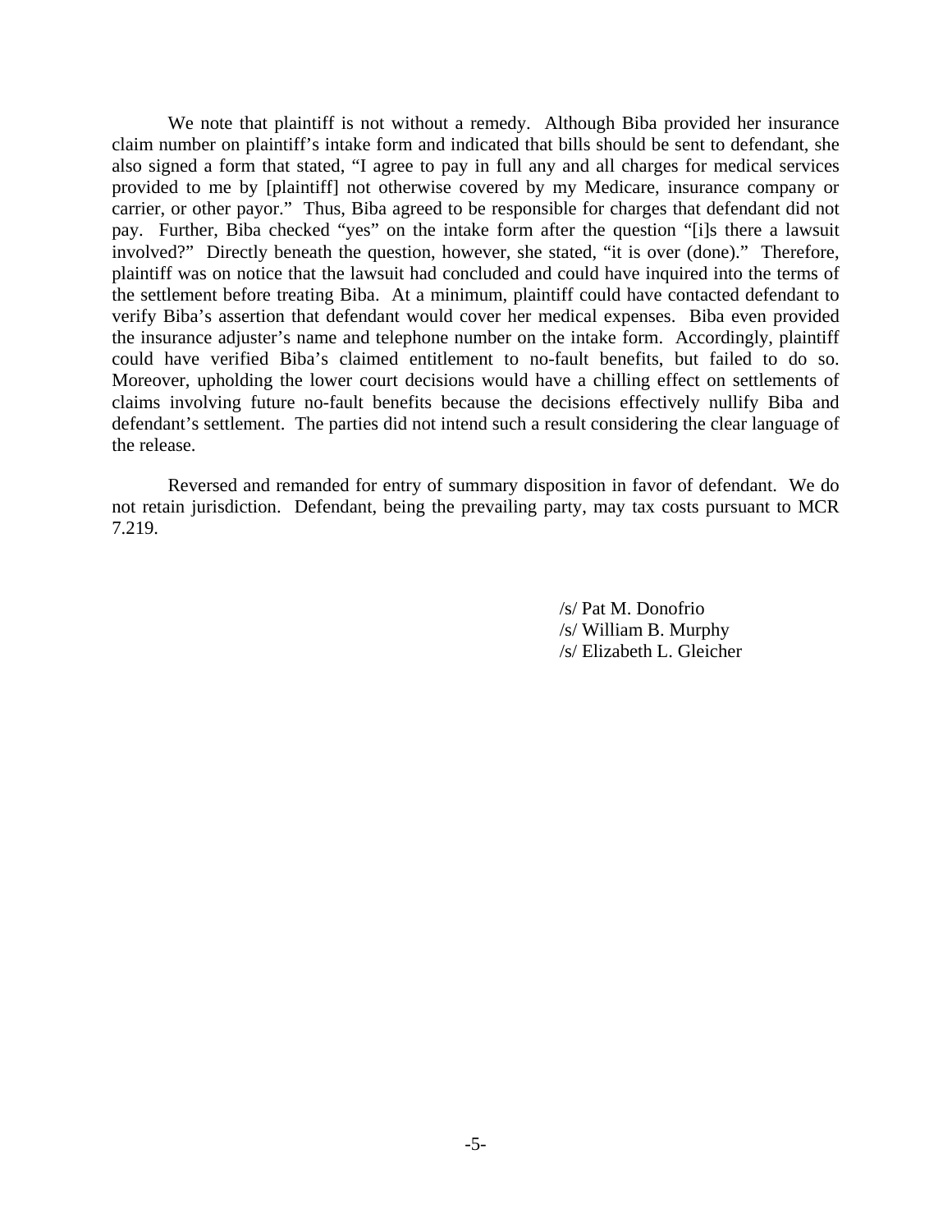We note that plaintiff is not without a remedy. Although Biba provided her insurance claim number on plaintiff's intake form and indicated that bills should be sent to defendant, she also signed a form that stated, "I agree to pay in full any and all charges for medical services provided to me by [plaintiff] not otherwise covered by my Medicare, insurance company or carrier, or other payor." Thus, Biba agreed to be responsible for charges that defendant did not pay. Further, Biba checked "yes" on the intake form after the question "[i]s there a lawsuit involved?" Directly beneath the question, however, she stated, "it is over (done)." Therefore, plaintiff was on notice that the lawsuit had concluded and could have inquired into the terms of the settlement before treating Biba. At a minimum, plaintiff could have contacted defendant to verify Biba's assertion that defendant would cover her medical expenses. Biba even provided the insurance adjuster's name and telephone number on the intake form. Accordingly, plaintiff could have verified Biba's claimed entitlement to no-fault benefits, but failed to do so. Moreover, upholding the lower court decisions would have a chilling effect on settlements of claims involving future no-fault benefits because the decisions effectively nullify Biba and defendant's settlement. The parties did not intend such a result considering the clear language of the release.

Reversed and remanded for entry of summary disposition in favor of defendant. We do not retain jurisdiction. Defendant, being the prevailing party, may tax costs pursuant to MCR 7.219.

/s/ Pat M. Donofrio
/s/ William B. Murphy
/s/ Elizabeth L. Gleicher